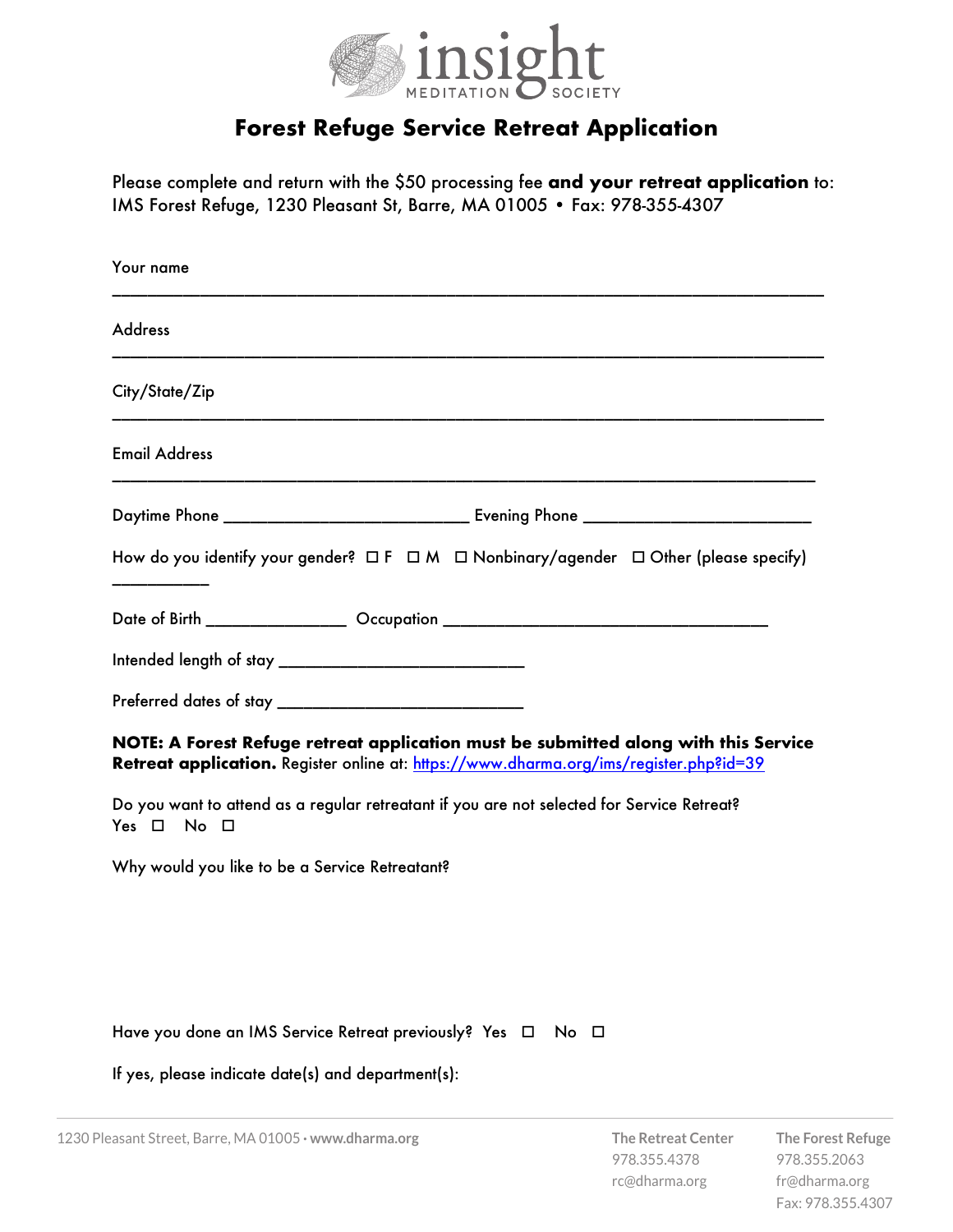insight
MEDITATION SOCIETY

# Forest Refuge Service Retreat Application

Please complete and return with the $50 processing fee **and your retreat application** to:
IMS Forest Refuge, 1230 Pleasant St, Barre, MA 01005 • Fax: 978-355-4307

Your name
______________________________________________________________________

Address
______________________________________________________________________

City/State/Zip
______________________________________________________________________

Email Address
______________________________________________________________________

Daytime Phone __________________________ Evening Phone ______________________

How do you identify your gender? ☐ F ☐ M ☐ Nonbinary/agender ☐ Other (please specify) __________

Date of Birth _______________ Occupation __________________________________

Intended length of stay __________________________

Preferred dates of stay __________________________

**NOTE: A Forest Refuge retreat application must be submitted along with this Service Retreat application.** Register online at: [https://www.dharma.org/ims/register.php?id=39](https://www.dharma.org/ims/register.php?id=39)

Do you want to attend as a regular retreatant if you are not selected for Service Retreat?
Yes ☐ No ☐

Why would you like to be a Service Retreatant?

Have you done an IMS Service Retreat previously? Yes ☐ No ☐

If yes, please indicate date(s) and department(s):

1230 Pleasant Street, Barre, MA 01005 · **www.dharma.org**

**The Retreat Center**
978.355.4378
rc@dharma.org

**The Forest Refuge**
978.355.2063
fr@dharma.org
Fax: 978.355.4307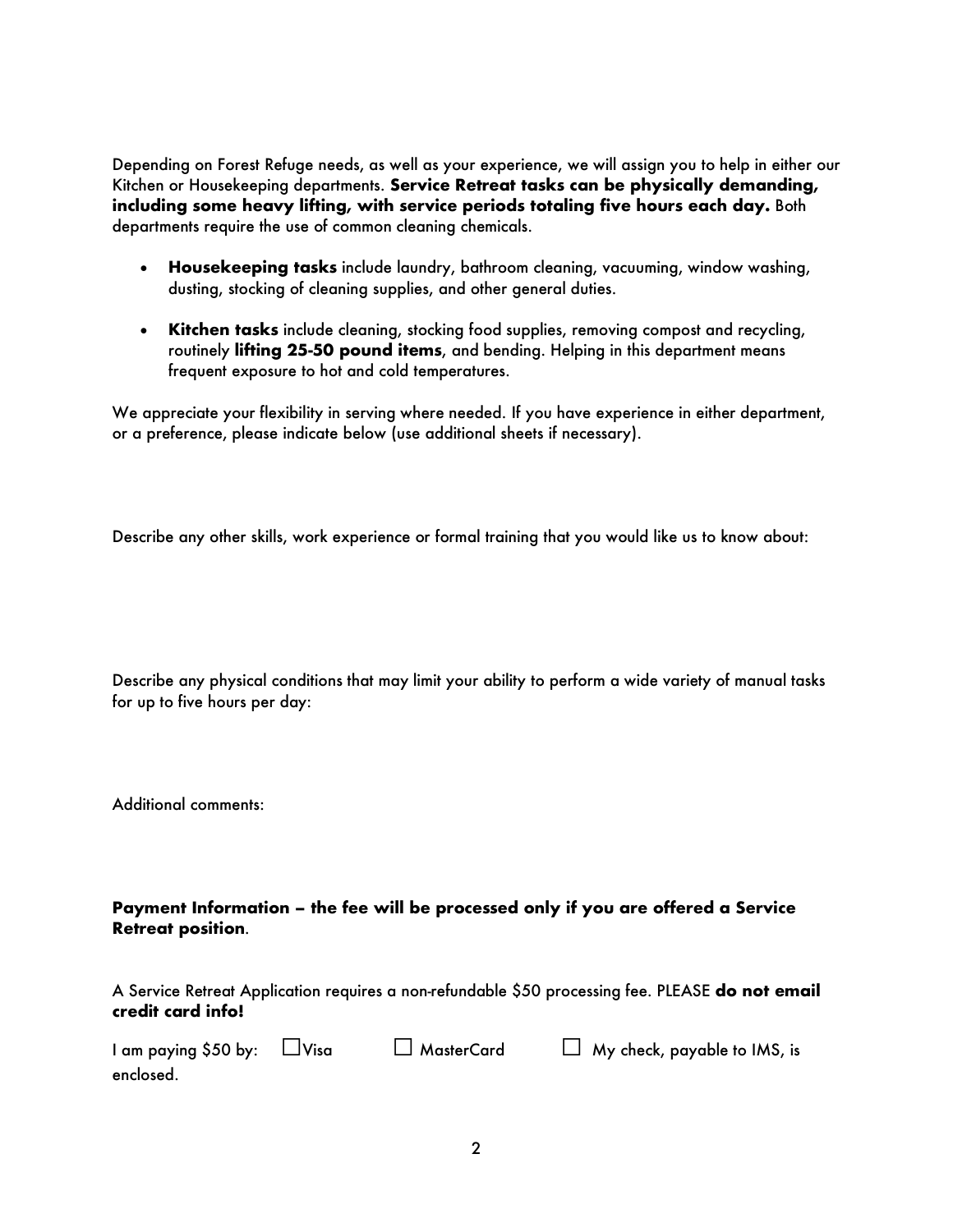Depending on Forest Refuge needs, as well as your experience, we will assign you to help in either our Kitchen or Housekeeping departments. **Service Retreat tasks can be physically demanding, including some heavy lifting, with service periods totaling five hours each day.** Both departments require the use of common cleaning chemicals.

- **Housekeeping tasks** include laundry, bathroom cleaning, vacuuming, window washing, dusting, stocking of cleaning supplies, and other general duties.

- **Kitchen tasks** include cleaning, stocking food supplies, removing compost and recycling, routinely **lifting 25-50 pound items**, and bending. Helping in this department means frequent exposure to hot and cold temperatures.

We appreciate your flexibility in serving where needed. If you have experience in either department, or a preference, please indicate below (use additional sheets if necessary).

Describe any other skills, work experience or formal training that you would like us to know about:

Describe any physical conditions that may limit your ability to perform a wide variety of manual tasks for up to five hours per day:

Additional comments:

**Payment Information – the fee will be processed only if you are offered a Service Retreat position**.

A Service Retreat Application requires a non-refundable $50 processing fee. PLEASE **do not email credit card info!**

I am paying $50 by: ☐Visa ☐ MasterCard ☐ My check, payable to IMS, is enclosed.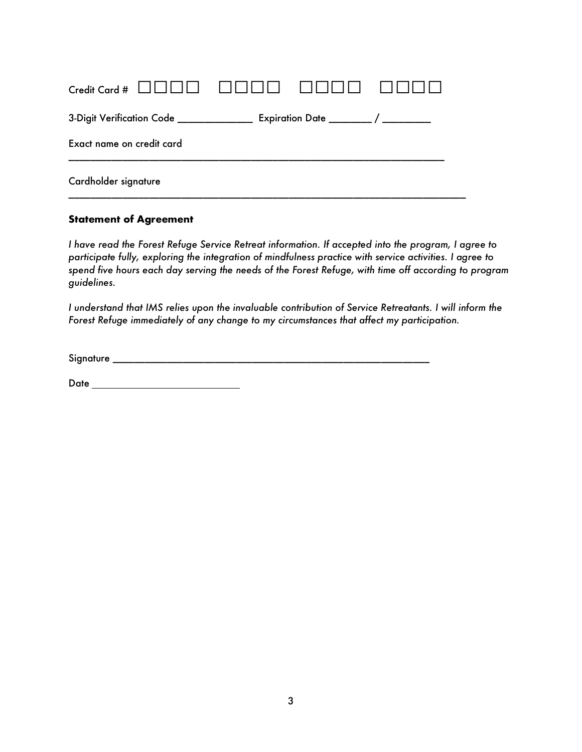Credit Card # □□□□ □□□□ □□□□ □□□□

3-Digit Verification Code _______________ Expiration Date _________ / _________

Exact name on credit card

_____________________________________________________________________________

Cardholder signature

_________________________________________________________________________________

**Statement of Agreement**

*I have read the Forest Refuge Service Retreat information. If accepted into the program, I agree to participate fully, exploring the integration of mindfulness practice with service activities. I agree to spend five hours each day serving the needs of the Forest Refuge, with time off according to program guidelines.*

*I understand that IMS relies upon the invaluable contribution of Service Retreatants. I will inform the Forest Refuge immediately of any change to my circumstances that affect my participation.*

Signature _________________________________________________________________

Date _____________________________